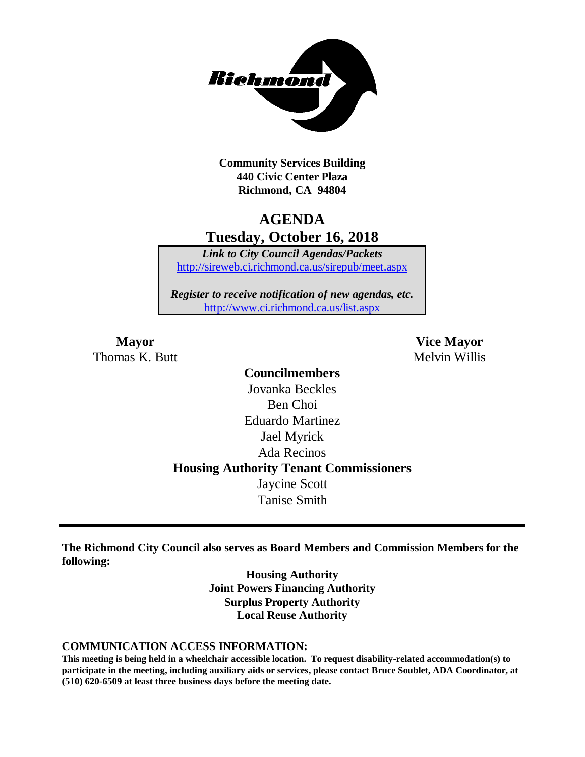Community Services Building
440 Civic Center Plaza
Richmond, CA 94804

# AGENDA
## Tuesday, October 16, 2018

*Link to City Council Agendas/Packets*
http://sireweb.ci.richmond.ca.us/sirepub/meet.aspx

*Register to receive notification of new agendas, etc.*
http://www.ci.richmond.ca.us/list.aspx

**Mayor**
Thomas K. Butt

**Vice Mayor**
Melvin Willis

**Councilmembers**
Jovanka Beckles
Ben Choi
Eduardo Martinez
Jael Myrick
Ada Recinos

**Housing Authority Tenant Commissioners**
Jaycine Scott
Tanise Smith

---

**The Richmond City Council also serves as Board Members and Commission Members for the following:**

**Housing Authority**
**Joint Powers Financing Authority**
**Surplus Property Authority**
**Local Reuse Authority**

**COMMUNICATION ACCESS INFORMATION:**
**This meeting is being held in a wheelchair accessible location. To request disability-related accommodation(s) to participate in the meeting, including auxiliary aids or services, please contact Bruce Soublet, ADA Coordinator, at (510) 620-6509 at least three business days before the meeting date.**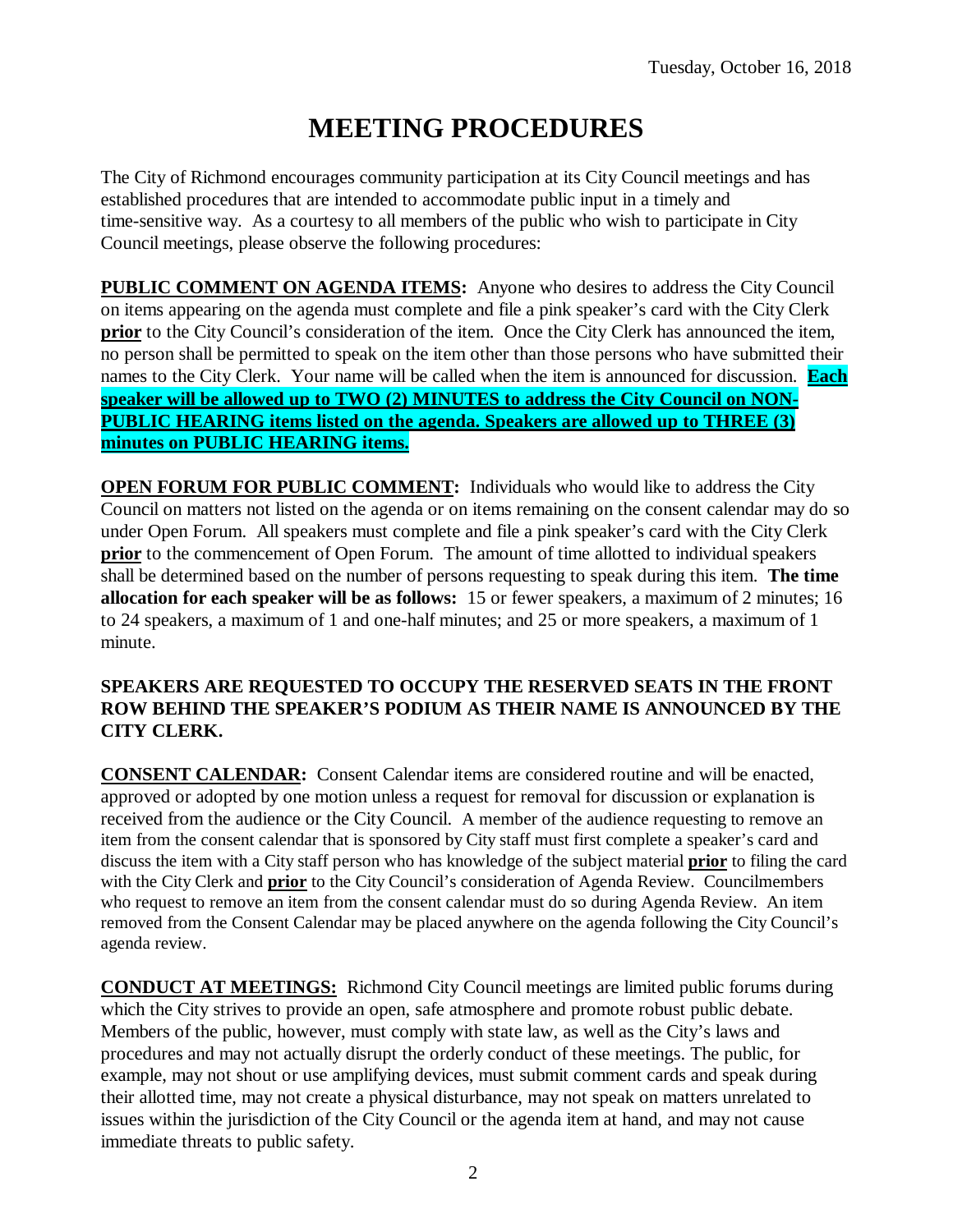# MEETING PROCEDURES

The City of Richmond encourages community participation at its City Council meetings and has established procedures that are intended to accommodate public input in a timely and time-sensitive way. As a courtesy to all members of the public who wish to participate in City Council meetings, please observe the following procedures:

**PUBLIC COMMENT ON AGENDA ITEMS:** Anyone who desires to address the City Council on items appearing on the agenda must complete and file a pink speaker's card with the City Clerk **prior** to the City Council's consideration of the item. Once the City Clerk has announced the item, no person shall be permitted to speak on the item other than those persons who have submitted their names to the City Clerk. Your name will be called when the item is announced for discussion. **Each speaker will be allowed up to TWO (2) MINUTES to address the City Council on NON-PUBLIC HEARING items listed on the agenda. Speakers are allowed up to THREE (3) minutes on PUBLIC HEARING items.**

**OPEN FORUM FOR PUBLIC COMMENT:** Individuals who would like to address the City Council on matters not listed on the agenda or on items remaining on the consent calendar may do so under Open Forum. All speakers must complete and file a pink speaker's card with the City Clerk **prior** to the commencement of Open Forum. The amount of time allotted to individual speakers shall be determined based on the number of persons requesting to speak during this item. **The time allocation for each speaker will be as follows:** 15 or fewer speakers, a maximum of 2 minutes; 16 to 24 speakers, a maximum of 1 and one-half minutes; and 25 or more speakers, a maximum of 1 minute.

**SPEAKERS ARE REQUESTED TO OCCUPY THE RESERVED SEATS IN THE FRONT ROW BEHIND THE SPEAKER'S PODIUM AS THEIR NAME IS ANNOUNCED BY THE CITY CLERK.**

**CONSENT CALENDAR:** Consent Calendar items are considered routine and will be enacted, approved or adopted by one motion unless a request for removal for discussion or explanation is received from the audience or the City Council. A member of the audience requesting to remove an item from the consent calendar that is sponsored by City staff must first complete a speaker's card and discuss the item with a City staff person who has knowledge of the subject material **prior** to filing the card with the City Clerk and **prior** to the City Council's consideration of Agenda Review. Councilmembers who request to remove an item from the consent calendar must do so during Agenda Review. An item removed from the Consent Calendar may be placed anywhere on the agenda following the City Council's agenda review.

**CONDUCT AT MEETINGS:** Richmond City Council meetings are limited public forums during which the City strives to provide an open, safe atmosphere and promote robust public debate. Members of the public, however, must comply with state law, as well as the City's laws and procedures and may not actually disrupt the orderly conduct of these meetings. The public, for example, may not shout or use amplifying devices, must submit comment cards and speak during their allotted time, may not create a physical disturbance, may not speak on matters unrelated to issues within the jurisdiction of the City Council or the agenda item at hand, and may not cause immediate threats to public safety.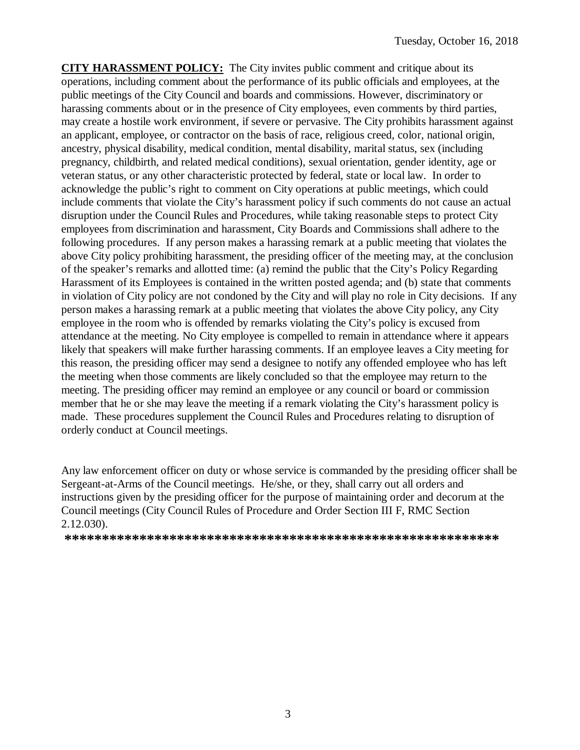Tuesday, October 16, 2018

**CITY HARASSMENT POLICY:** The City invites public comment and critique about its operations, including comment about the performance of its public officials and employees, at the public meetings of the City Council and boards and commissions. However, discriminatory or harassing comments about or in the presence of City employees, even comments by third parties, may create a hostile work environment, if severe or pervasive. The City prohibits harassment against an applicant, employee, or contractor on the basis of race, religious creed, color, national origin, ancestry, physical disability, medical condition, mental disability, marital status, sex (including pregnancy, childbirth, and related medical conditions), sexual orientation, gender identity, age or veteran status, or any other characteristic protected by federal, state or local law. In order to acknowledge the public's right to comment on City operations at public meetings, which could include comments that violate the City's harassment policy if such comments do not cause an actual disruption under the Council Rules and Procedures, while taking reasonable steps to protect City employees from discrimination and harassment, City Boards and Commissions shall adhere to the following procedures. If any person makes a harassing remark at a public meeting that violates the above City policy prohibiting harassment, the presiding officer of the meeting may, at the conclusion of the speaker's remarks and allotted time: (a) remind the public that the City's Policy Regarding Harassment of its Employees is contained in the written posted agenda; and (b) state that comments in violation of City policy are not condoned by the City and will play no role in City decisions. If any person makes a harassing remark at a public meeting that violates the above City policy, any City employee in the room who is offended by remarks violating the City's policy is excused from attendance at the meeting. No City employee is compelled to remain in attendance where it appears likely that speakers will make further harassing comments. If an employee leaves a City meeting for this reason, the presiding officer may send a designee to notify any offended employee who has left the meeting when those comments are likely concluded so that the employee may return to the meeting. The presiding officer may remind an employee or any council or board or commission member that he or she may leave the meeting if a remark violating the City's harassment policy is made. These procedures supplement the Council Rules and Procedures relating to disruption of orderly conduct at Council meetings.

Any law enforcement officer on duty or whose service is commanded by the presiding officer shall be Sergeant-at-Arms of the Council meetings. He/she, or they, shall carry out all orders and instructions given by the presiding officer for the purpose of maintaining order and decorum at the Council meetings (City Council Rules of Procedure and Order Section III F, RMC Section 2.12.030).

**\*\*\*\*\*\*\*\*\*\*\*\*\*\*\*\*\*\*\*\*\*\*\*\*\*\*\*\*\*\*\*\*\*\*\*\*\*\*\*\*\*\*\*\*\*\*\*\*\*\*\*\*\*\*\*\*\*\*\*\***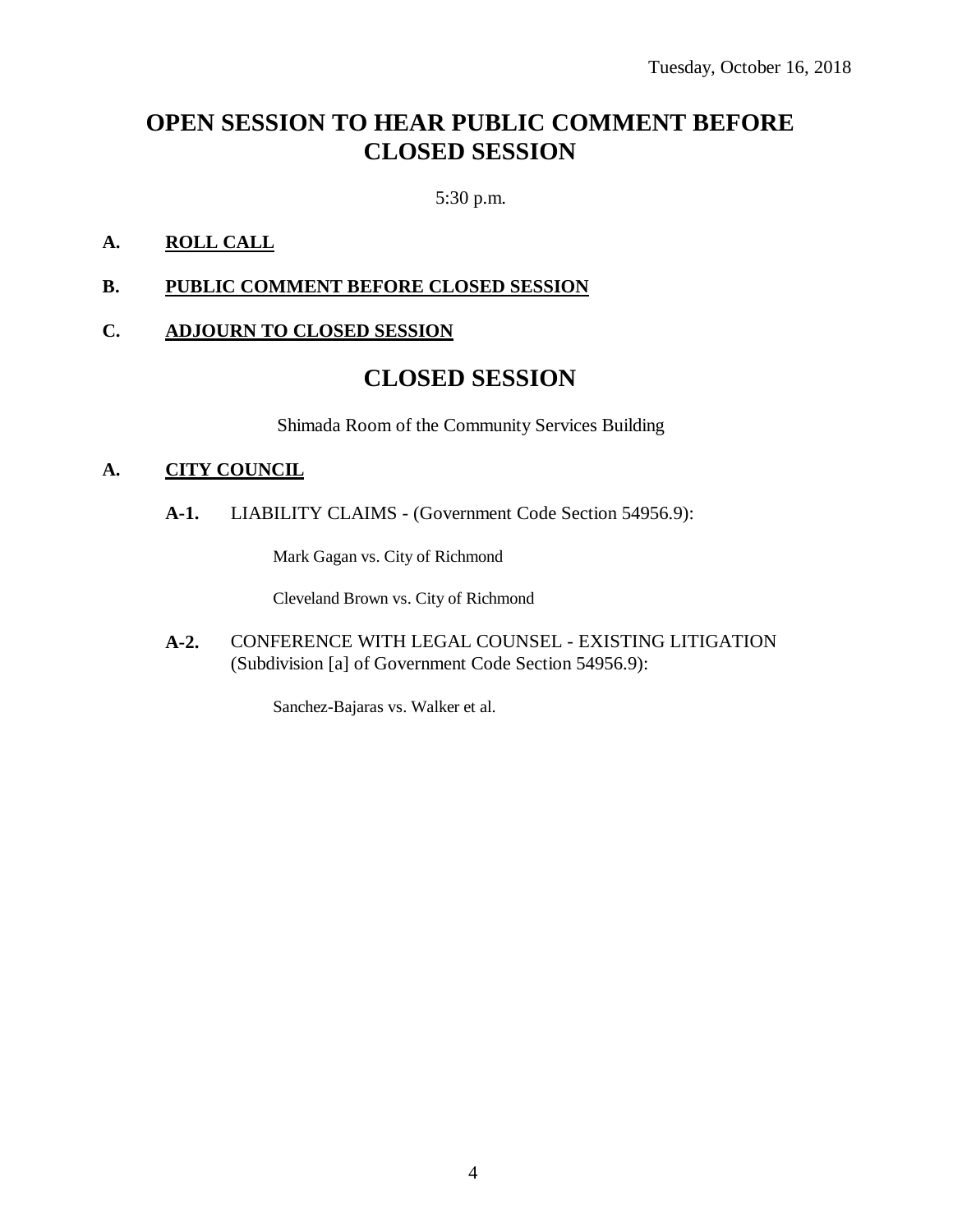Tuesday, October 16, 2018

# OPEN SESSION TO HEAR PUBLIC COMMENT BEFORE CLOSED SESSION

5:30 p.m.

**A.** **ROLL CALL**

**B.** **PUBLIC COMMENT BEFORE CLOSED SESSION**

**C.** **ADJOURN TO CLOSED SESSION**

# CLOSED SESSION

Shimada Room of the Community Services Building

**A.** **CITY COUNCIL**

**A-1.** LIABILITY CLAIMS - (Government Code Section 54956.9):

Mark Gagan vs. City of Richmond

Cleveland Brown vs. City of Richmond

**A-2.** CONFERENCE WITH LEGAL COUNSEL - EXISTING LITIGATION (Subdivision [a] of Government Code Section 54956.9):

Sanchez-Bajaras vs. Walker et al.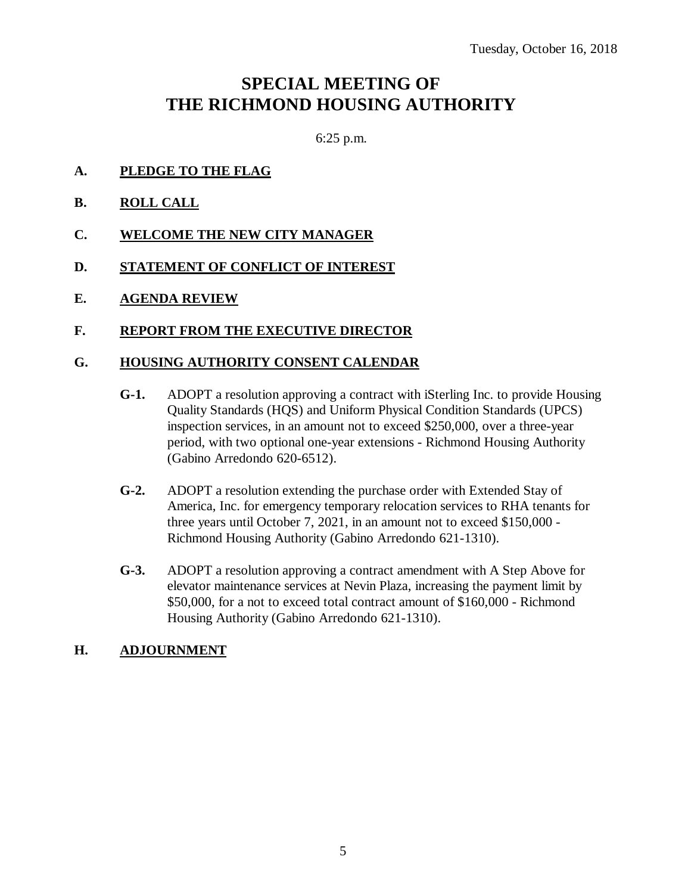Tuesday, October 16, 2018

# SPECIAL MEETING OF THE RICHMOND HOUSING AUTHORITY

6:25 p.m.

**A. PLEDGE TO THE FLAG**

**B. ROLL CALL**

**C. WELCOME THE NEW CITY MANAGER**

**D. STATEMENT OF CONFLICT OF INTEREST**

**E. AGENDA REVIEW**

**F. REPORT FROM THE EXECUTIVE DIRECTOR**

**G. HOUSING AUTHORITY CONSENT CALENDAR**

**G-1.** ADOPT a resolution approving a contract with iSterling Inc. to provide Housing Quality Standards (HQS) and Uniform Physical Condition Standards (UPCS) inspection services, in an amount not to exceed $250,000, over a three-year period, with two optional one-year extensions - Richmond Housing Authority (Gabino Arredondo 620-6512).

**G-2.** ADOPT a resolution extending the purchase order with Extended Stay of America, Inc. for emergency temporary relocation services to RHA tenants for three years until October 7, 2021, in an amount not to exceed $150,000 - Richmond Housing Authority (Gabino Arredondo 621-1310).

**G-3.** ADOPT a resolution approving a contract amendment with A Step Above for elevator maintenance services at Nevin Plaza, increasing the payment limit by $50,000, for a not to exceed total contract amount of $160,000 - Richmond Housing Authority (Gabino Arredondo 621-1310).

**H. ADJOURNMENT**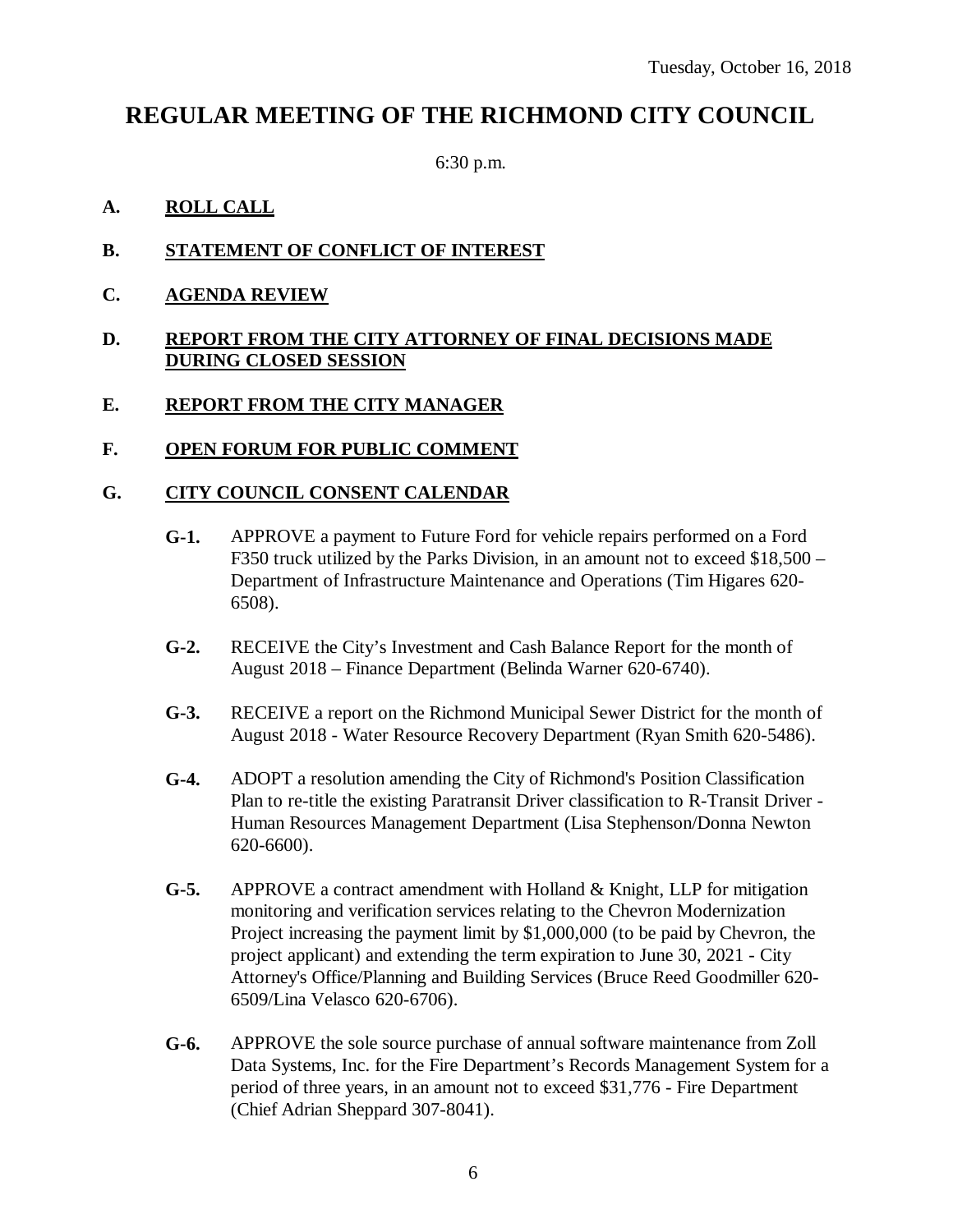Tuesday, October 16, 2018

# REGULAR MEETING OF THE RICHMOND CITY COUNCIL

6:30 p.m.

**A. ROLL CALL**

**B. STATEMENT OF CONFLICT OF INTEREST**

**C. AGENDA REVIEW**

**D. REPORT FROM THE CITY ATTORNEY OF FINAL DECISIONS MADE DURING CLOSED SESSION**

**E. REPORT FROM THE CITY MANAGER**

**F. OPEN FORUM FOR PUBLIC COMMENT**

**G. CITY COUNCIL CONSENT CALENDAR**

**G-1.** APPROVE a payment to Future Ford for vehicle repairs performed on a Ford F350 truck utilized by the Parks Division, in an amount not to exceed $18,500 – Department of Infrastructure Maintenance and Operations (Tim Higares 620-6508).

**G-2.** RECEIVE the City's Investment and Cash Balance Report for the month of August 2018 – Finance Department (Belinda Warner 620-6740).

**G-3.** RECEIVE a report on the Richmond Municipal Sewer District for the month of August 2018 - Water Resource Recovery Department (Ryan Smith 620-5486).

**G-4.** ADOPT a resolution amending the City of Richmond's Position Classification Plan to re-title the existing Paratransit Driver classification to R-Transit Driver - Human Resources Management Department (Lisa Stephenson/Donna Newton 620-6600).

**G-5.** APPROVE a contract amendment with Holland & Knight, LLP for mitigation monitoring and verification services relating to the Chevron Modernization Project increasing the payment limit by $1,000,000 (to be paid by Chevron, the project applicant) and extending the term expiration to June 30, 2021 - City Attorney's Office/Planning and Building Services (Bruce Reed Goodmiller 620-6509/Lina Velasco 620-6706).

**G-6.** APPROVE the sole source purchase of annual software maintenance from Zoll Data Systems, Inc. for the Fire Department's Records Management System for a period of three years, in an amount not to exceed $31,776 - Fire Department (Chief Adrian Sheppard 307-8041).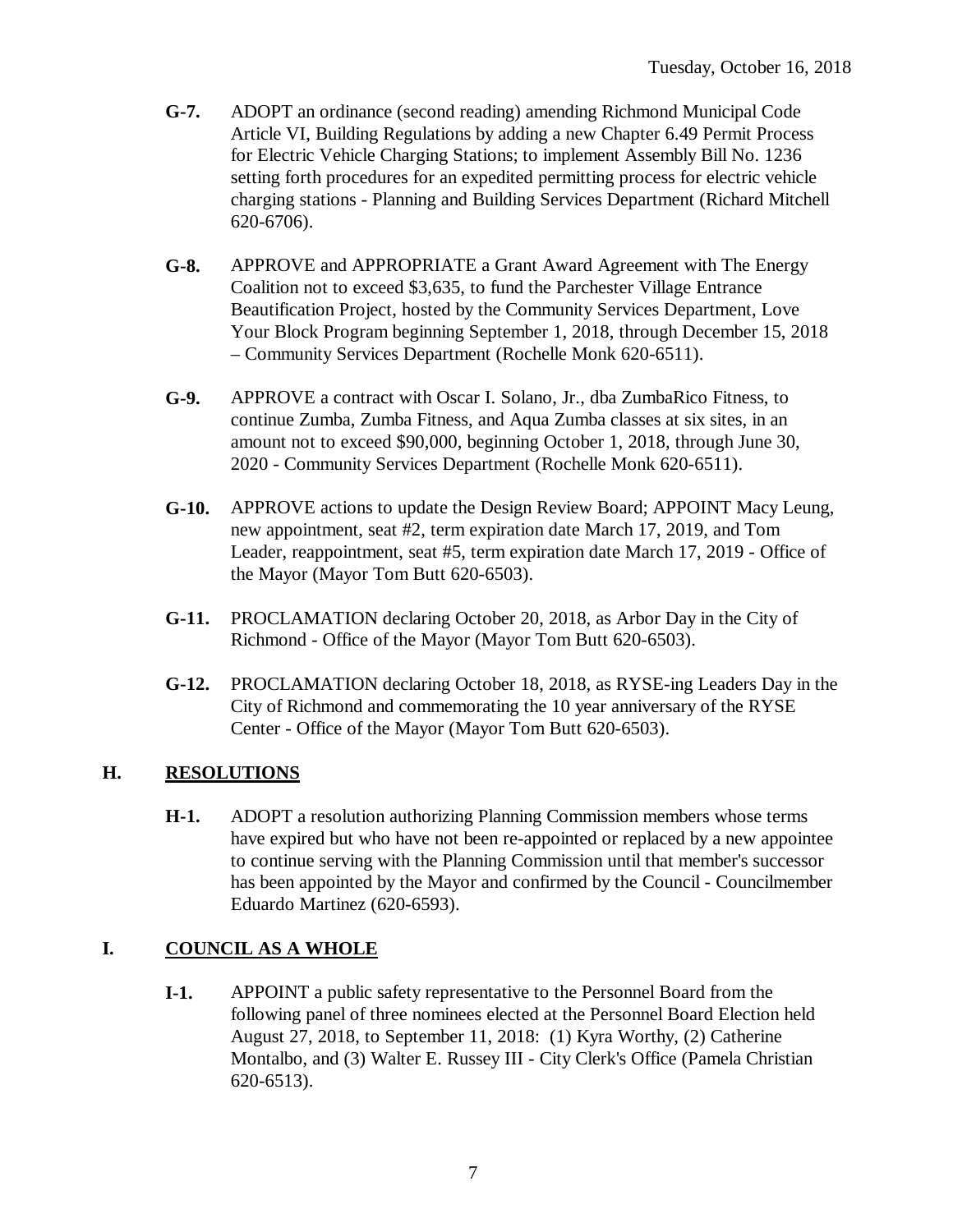**G-7.** ADOPT an ordinance (second reading) amending Richmond Municipal Code Article VI, Building Regulations by adding a new Chapter 6.49 Permit Process for Electric Vehicle Charging Stations; to implement Assembly Bill No. 1236 setting forth procedures for an expedited permitting process for electric vehicle charging stations - Planning and Building Services Department (Richard Mitchell 620-6706).

**G-8.** APPROVE and APPROPRIATE a Grant Award Agreement with The Energy Coalition not to exceed $3,635, to fund the Parchester Village Entrance Beautification Project, hosted by the Community Services Department, Love Your Block Program beginning September 1, 2018, through December 15, 2018 – Community Services Department (Rochelle Monk 620-6511).

**G-9.** APPROVE a contract with Oscar I. Solano, Jr., dba ZumbaRico Fitness, to continue Zumba, Zumba Fitness, and Aqua Zumba classes at six sites, in an amount not to exceed $90,000, beginning October 1, 2018, through June 30, 2020 - Community Services Department (Rochelle Monk 620-6511).

**G-10.** APPROVE actions to update the Design Review Board; APPOINT Macy Leung, new appointment, seat #2, term expiration date March 17, 2019, and Tom Leader, reappointment, seat #5, term expiration date March 17, 2019 - Office of the Mayor (Mayor Tom Butt 620-6503).

**G-11.** PROCLAMATION declaring October 20, 2018, as Arbor Day in the City of Richmond - Office of the Mayor (Mayor Tom Butt 620-6503).

**G-12.** PROCLAMATION declaring October 18, 2018, as RYSE-ing Leaders Day in the City of Richmond and commemorating the 10 year anniversary of the RYSE Center - Office of the Mayor (Mayor Tom Butt 620-6503).

## H. RESOLUTIONS

**H-1.** ADOPT a resolution authorizing Planning Commission members whose terms have expired but who have not been re-appointed or replaced by a new appointee to continue serving with the Planning Commission until that member's successor has been appointed by the Mayor and confirmed by the Council - Councilmember Eduardo Martinez (620-6593).

## I. COUNCIL AS A WHOLE

**I-1.** APPOINT a public safety representative to the Personnel Board from the following panel of three nominees elected at the Personnel Board Election held August 27, 2018, to September 11, 2018: (1) Kyra Worthy, (2) Catherine Montalbo, and (3) Walter E. Russey III - City Clerk's Office (Pamela Christian 620-6513).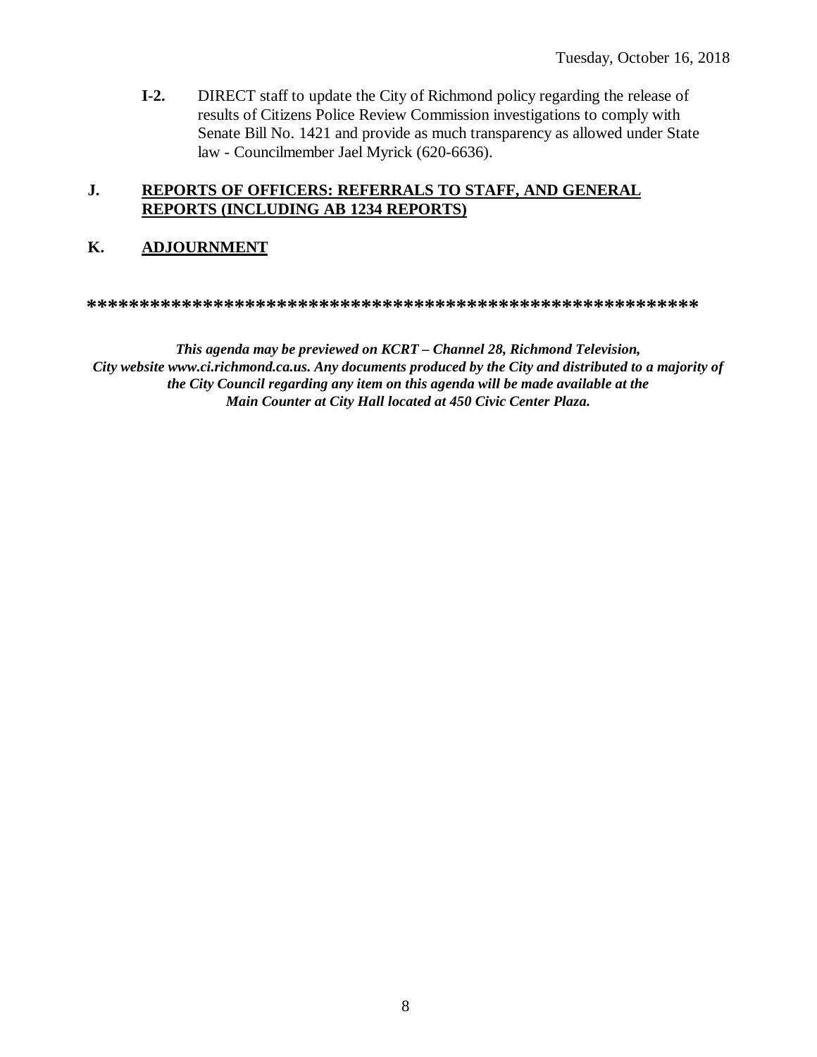**I-2.** DIRECT staff to update the City of Richmond policy regarding the release of results of Citizens Police Review Commission investigations to comply with Senate Bill No. 1421 and provide as much transparency as allowed under State law - Councilmember Jael Myrick (620-6636).

## J. REPORTS OF OFFICERS: REFERRALS TO STAFF, AND GENERAL REPORTS (INCLUDING AB 1234 REPORTS)

## K. ADJOURNMENT

**********************************************************

***This agenda may be previewed on KCRT – Channel 28, Richmond Television, City website www.ci.richmond.ca.us. Any documents produced by the City and distributed to a majority of the City Council regarding any item on this agenda will be made available at the Main Counter at City Hall located at 450 Civic Center Plaza.***